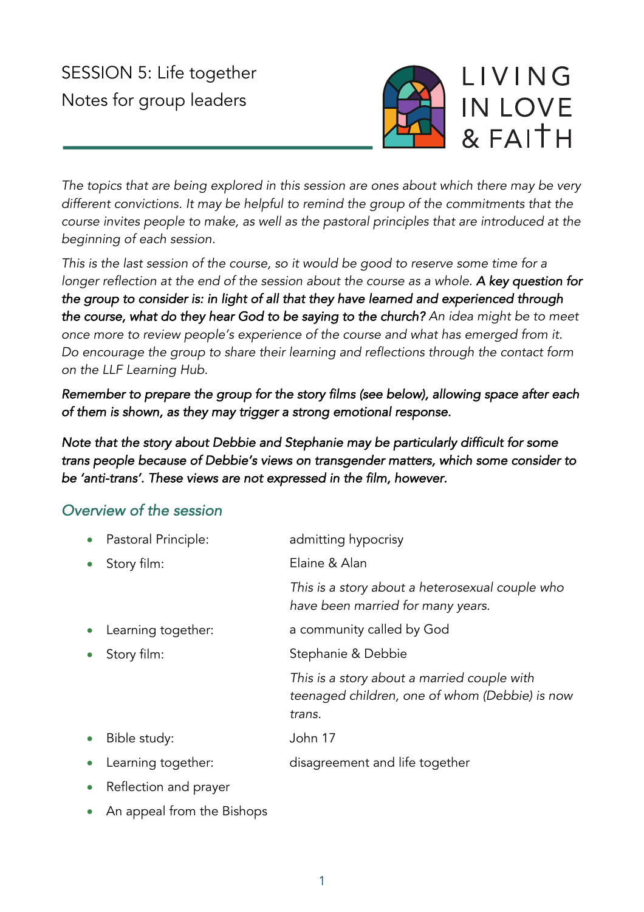# SESSION 5: Life together
## Notes for group leaders

LIVING IN LOVE & FAITH

*The topics that are being explored in this session are ones about which there may be very different convictions. It may be helpful to remind the group of the commitments that the course invites people to make, as well as the pastoral principles that are introduced at the beginning of each session.*

*This is the last session of the course, so it would be good to reserve some time for a longer reflection at the end of the session about the course as a whole.* ***A key question for the group to consider is: in light of all that they have learned and experienced through the course, what do they hear God to be saying to the church?*** *An idea might be to meet once more to review people's experience of the course and what has emerged from it. Do encourage the group to share their learning and reflections through the contact form on the LLF Learning Hub.*

***Remember to prepare the group for the story films (see below), allowing space after each of them is shown, as they may trigger a strong emotional response.***

***Note that the story about Debbie and Stephanie may be particularly difficult for some trans people because of Debbie's views on transgender matters, which some consider to be 'anti-trans'. These views are not expressed in the film, however.***

## Overview of the session

- Pastoral Principle: admitting hypocrisy
- Story film: Elaine & Alan
  *This is a story about a heterosexual couple who have been married for many years.*
- Learning together: a community called by God
- Story film: Stephanie & Debbie
  *This is a story about a married couple with teenaged children, one of whom (Debbie) is now trans.*
- Bible study: John 17
- Learning together: disagreement and life together
- Reflection and prayer
- An appeal from the Bishops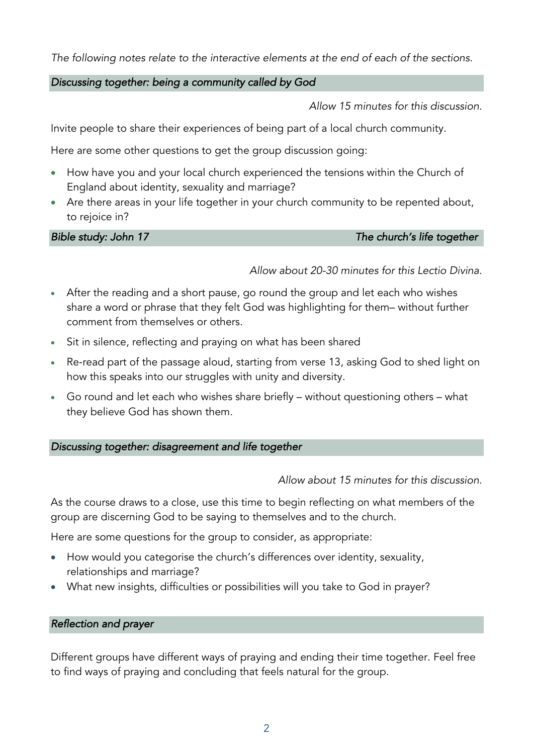*The following notes relate to the interactive elements at the end of each of the sections.*

## *Discussing together: being a community called by God*

*Allow 15 minutes for this discussion.*

Invite people to share their experiences of being part of a local church community.

Here are some other questions to get the group discussion going:

- How have you and your local church experienced the tensions within the Church of England about identity, sexuality and marriage?
- Are there areas in your life together in your church community to be repented about, to rejoice in?

## *Bible study: John 17* — *The church's life together*

*Allow about 20-30 minutes for this Lectio Divina.*

- After the reading and a short pause, go round the group and let each who wishes share a word or phrase that they felt God was highlighting for them– without further comment from themselves or others.
- Sit in silence, reflecting and praying on what has been shared
- Re-read part of the passage aloud, starting from verse 13, asking God to shed light on how this speaks into our struggles with unity and diversity.
- Go round and let each who wishes share briefly – without questioning others – what they believe God has shown them.

## *Discussing together: disagreement and life together*

*Allow about 15 minutes for this discussion.*

As the course draws to a close, use this time to begin reflecting on what members of the group are discerning God to be saying to themselves and to the church.

Here are some questions for the group to consider, as appropriate:

- How would you categorise the church's differences over identity, sexuality, relationships and marriage?
- What new insights, difficulties or possibilities will you take to God in prayer?

## *Reflection and prayer*

Different groups have different ways of praying and ending their time together. Feel free to find ways of praying and concluding that feels natural for the group.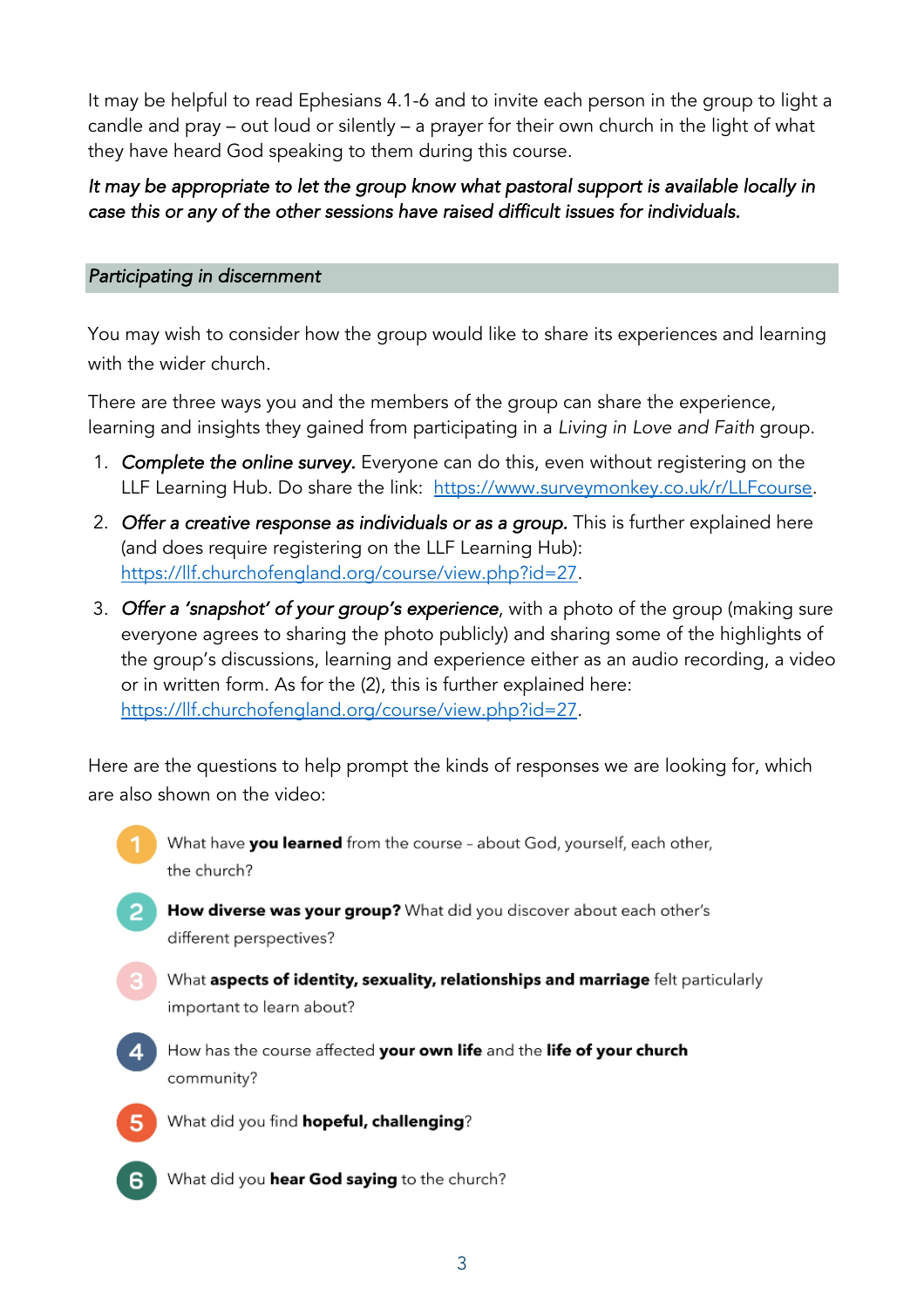It may be helpful to read Ephesians 4.1-6 and to invite each person in the group to light a candle and pray – out loud or silently – a prayer for their own church in the light of what they have heard God speaking to them during this course.

*It may be appropriate to let the group know what pastoral support is available locally in case this or any of the other sessions have raised difficult issues for individuals.*

### *Participating in discernment*

You may wish to consider how the group would like to share its experiences and learning with the wider church.

There are three ways you and the members of the group can share the experience, learning and insights they gained from participating in a *Living in Love and Faith* group.

1. ***Complete the online survey.*** Everyone can do this, even without registering on the LLF Learning Hub. Do share the link: https://www.surveymonkey.co.uk/r/LLFcourse.
2. ***Offer a creative response as individuals or as a group.*** This is further explained here (and does require registering on the LLF Learning Hub): https://llf.churchofengland.org/course/view.php?id=27.
3. ***Offer a 'snapshot' of your group's experience***, with a photo of the group (making sure everyone agrees to sharing the photo publicly) and sharing some of the highlights of the group's discussions, learning and experience either as an audio recording, a video or in written form. As for the (2), this is further explained here: https://llf.churchofengland.org/course/view.php?id=27.

Here are the questions to help prompt the kinds of responses we are looking for, which are also shown on the video:

1. What have **you learned** from the course – about God, yourself, each other, the church?
2. **How diverse was your group?** What did you discover about each other's different perspectives?
3. What **aspects of identity, sexuality, relationships and marriage** felt particularly important to learn about?
4. How has the course affected **your own life** and the **life of your church** community?
5. What did you find **hopeful, challenging**?
6. What did you **hear God saying** to the church?